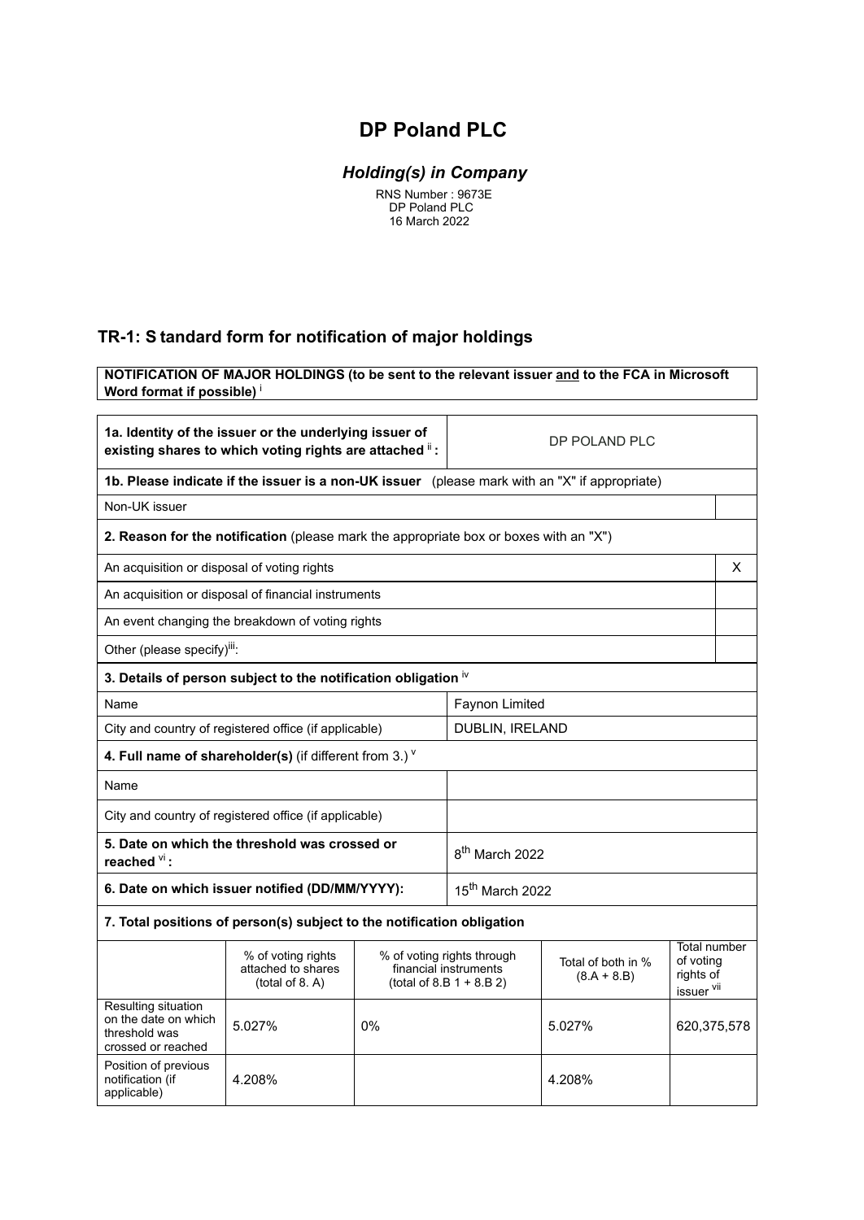# DP Poland PLC

## *Holding(s) in Company*

RNS Number : 9673E
DP Poland PLC
16 March 2022

## TR-1: S tandard form for notification of major holdings

**NOTIFICATION OF MAJOR HOLDINGS (to be sent to the relevant issuer and to the FCA in Microsoft Word format if possible)** [i]

| **1a. Identity of the issuer or the underlying issuer of existing shares to which voting rights are attached** [ii] **:** | DP POLAND PLC |
|---|---|
| **1b. Please indicate if the issuer is a non-UK issuer** (please mark with an "X" if appropriate) | |
| Non-UK issuer | |
| **2. Reason for the notification** (please mark the appropriate box or boxes with an "X") | |
| An acquisition or disposal of voting rights | X |
| An acquisition or disposal of financial instruments | |
| An event changing the breakdown of voting rights | |
| Other (please specify)[iii]: | |
| **3. Details of person subject to the notification obligation** [iv] | |
| Name | Faynon Limited |
| City and country of registered office (if applicable) | DUBLIN, IRELAND |
| **4. Full name of shareholder(s)** (if different from 3.) [v] | |
| Name | |
| City and country of registered office (if applicable) | |
| **5. Date on which the threshold was crossed or reached** [vi] **:** | 8th March 2022 |
| **6. Date on which issuer notified (DD/MM/YYYY):** | 15th March 2022 |

**7. Total positions of person(s) subject to the notification obligation**

| | % of voting rights attached to shares (total of 8. A) | % of voting rights through financial instruments (total of 8.B 1 + 8.B 2) | Total of both in % (8.A + 8.B) | Total number of voting rights of issuer [vii] |
|---|---|---|---|---|
| Resulting situation on the date on which threshold was crossed or reached | 5.027% | 0% | 5.027% | 620,375,578 |
| Position of previous notification (if applicable) | 4.208% | | 4.208% | |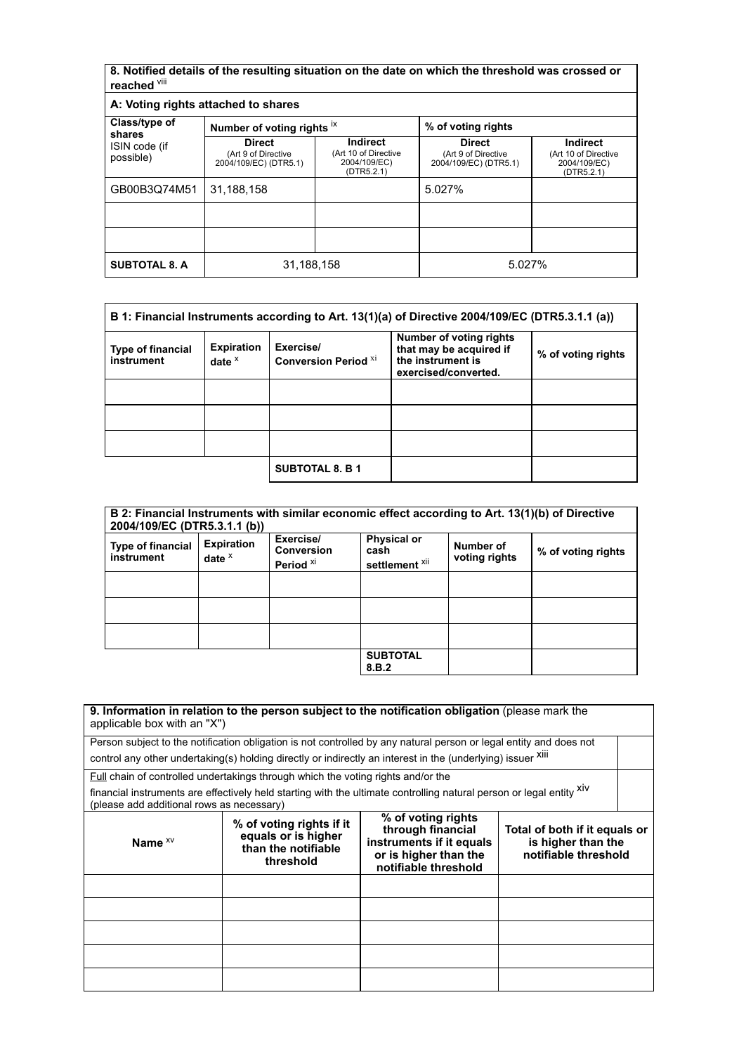**8. Notified details of the resulting situation on the date on which the threshold was crossed or reached** [viii]

**A: Voting rights attached to shares**

| Class/type of shares ISIN code (if possible) | Number of voting rights [ix] | | % of voting rights | |
|---|---|---|---|---|
| | **Direct** (Art 9 of Directive 2004/109/EC) (DTR5.1) | **Indirect** (Art 10 of Directive 2004/109/EC) (DTR5.2.1) | **Direct** (Art 9 of Directive 2004/109/EC) (DTR5.1) | **Indirect** (Art 10 of Directive 2004/109/EC) (DTR5.2.1) |
| GB00B3Q74M51 | 31,188,158 | | 5.027% | |
| | | | | |
| | | | | |
| **SUBTOTAL 8. A** | 31,188,158 | | 5.027% | |

| **B 1: Financial Instruments according to Art. 13(1)(a) of Directive 2004/109/EC (DTR5.3.1.1 (a))** | | | | |
|---|---|---|---|---|
| **Type of financial instrument** | **Expiration date** [x] | **Exercise/ Conversion Period** [xi] | **Number of voting rights that may be acquired if the instrument is exercised/converted.** | **% of voting rights** |
| | | | | |
| | | | | |
| | | | | |
| | | **SUBTOTAL 8. B 1** | | |

| **B 2: Financial Instruments with similar economic effect according to Art. 13(1)(b) of Directive 2004/109/EC (DTR5.3.1.1 (b))** | | | | | |
|---|---|---|---|---|---|
| **Type of financial instrument** | **Expiration date** [x] | **Exercise/ Conversion Period** [xi] | **Physical or cash settlement** [xii] | **Number of voting rights** | **% of voting rights** |
| | | | | | |
| | | | | | |
| | | | | | |
| | | | **SUBTOTAL 8.B.2** | | |

**9. Information in relation to the person subject to the notification obligation** (please mark the applicable box with an "X")

| | |
|---|---|
| Person subject to the notification obligation is not controlled by any natural person or legal entity and does not control any other undertaking(s) holding directly or indirectly an interest in the (underlying) issuer [xiii] | |
| Full chain of controlled undertakings through which the voting rights and/or the financial instruments are effectively held starting with the ultimate controlling natural person or legal entity [xiv] (please add additional rows as necessary) | |

| **Name** [xv] | **% of voting rights if it equals or is higher than the notifiable threshold** | **% of voting rights through financial instruments if it equals or is higher than the notifiable threshold** | **Total of both if it equals or is higher than the notifiable threshold** |
|---|---|---|---|
| | | | |
| | | | |
| | | | |
| | | | |
| | | | |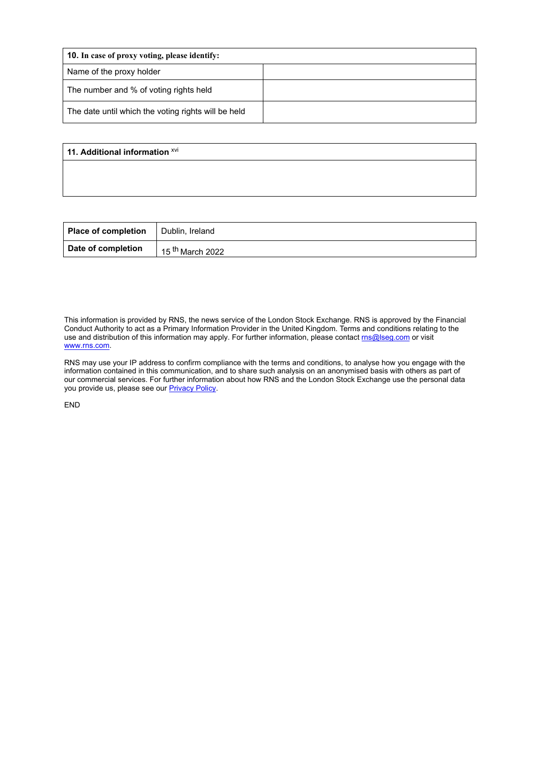| **10. In case of proxy voting, please identify:** | |
|---|---|
| Name of the proxy holder | |
| The number and % of voting rights held | |
| The date until which the voting rights will be held | |

| **11. Additional information** [xvi] |
|---|
| |

| | |
|---|---|
| **Place of completion** | Dublin, Ireland |
| **Date of completion** | 15 th March 2022 |

This information is provided by RNS, the news service of the London Stock Exchange. RNS is approved by the Financial Conduct Authority to act as a Primary Information Provider in the United Kingdom. Terms and conditions relating to the use and distribution of this information may apply. For further information, please contact rns@lseg.com or visit www.rns.com.

RNS may use your IP address to confirm compliance with the terms and conditions, to analyse how you engage with the information contained in this communication, and to share such analysis on an anonymised basis with others as part of our commercial services. For further information about how RNS and the London Stock Exchange use the personal data you provide us, please see our Privacy Policy.

END